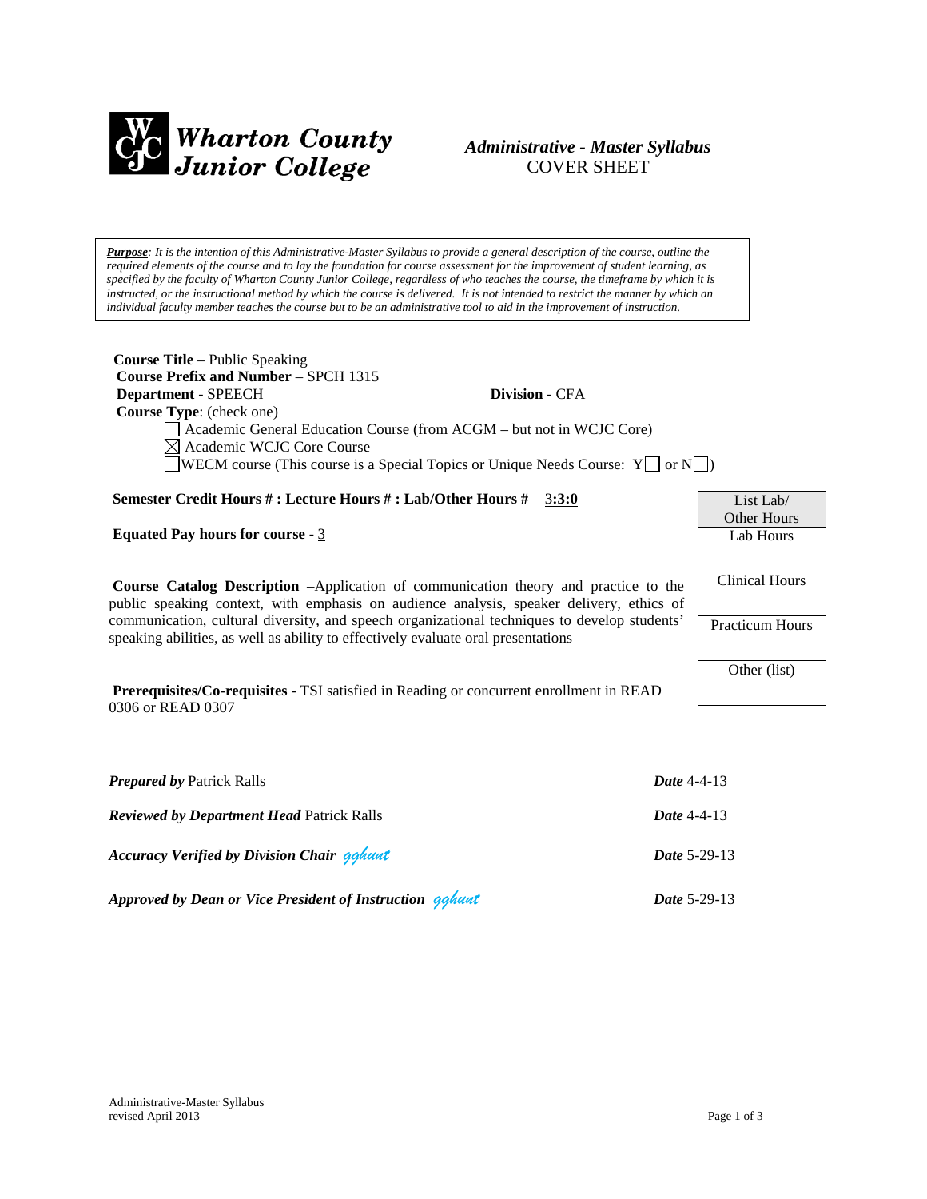**Wharton County Junior College**

*Administrative - Master Syllabus*
COVER SHEET

***Purpose****: It is the intention of this Administrative-Master Syllabus to provide a general description of the course, outline the required elements of the course and to lay the foundation for course assessment for the improvement of student learning, as specified by the faculty of Wharton County Junior College, regardless of who teaches the course, the timeframe by which it is instructed, or the instructional method by which the course is delivered. It is not intended to restrict the manner by which an individual faculty member teaches the course but to be an administrative tool to aid in the improvement of instruction.*

**Course Title** – Public Speaking
**Course Prefix and Number** – SPCH 1315
**Department** - SPEECH **Division** - CFA
**Course Type**: (check one)

- ☐ Academic General Education Course (from ACGM – but not in WCJC Core)
- ☒ Academic WCJC Core Course
- ☐ WECM course (This course is a Special Topics or Unique Needs Course: Y☐ or N☐)

**Semester Credit Hours # : Lecture Hours # : Lab/Other Hours #** 3:3:0

**Equated Pay hours for course** - 3

| List Lab/ Other Hours |
|---|
| Lab Hours |
| Clinical Hours |
| Practicum Hours |
| Other (list) |

**Course Catalog Description** –Application of communication theory and practice to the public speaking context, with emphasis on audience analysis, speaker delivery, ethics of communication, cultural diversity, and speech organizational techniques to develop students' speaking abilities, as well as ability to effectively evaluate oral presentations

**Prerequisites/Co-requisites** - TSI satisfied in Reading or concurrent enrollment in READ 0306 or READ 0307

***Prepared by*** Patrick Ralls ***Date*** 4-4-13

***Reviewed by Department Head*** Patrick Ralls ***Date*** 4-4-13

***Accuracy Verified by Division Chair*** gghunt ***Date*** 5-29-13

***Approved by Dean or Vice President of Instruction*** gghunt ***Date*** 5-29-13

Administrative-Master Syllabus
revised April 2013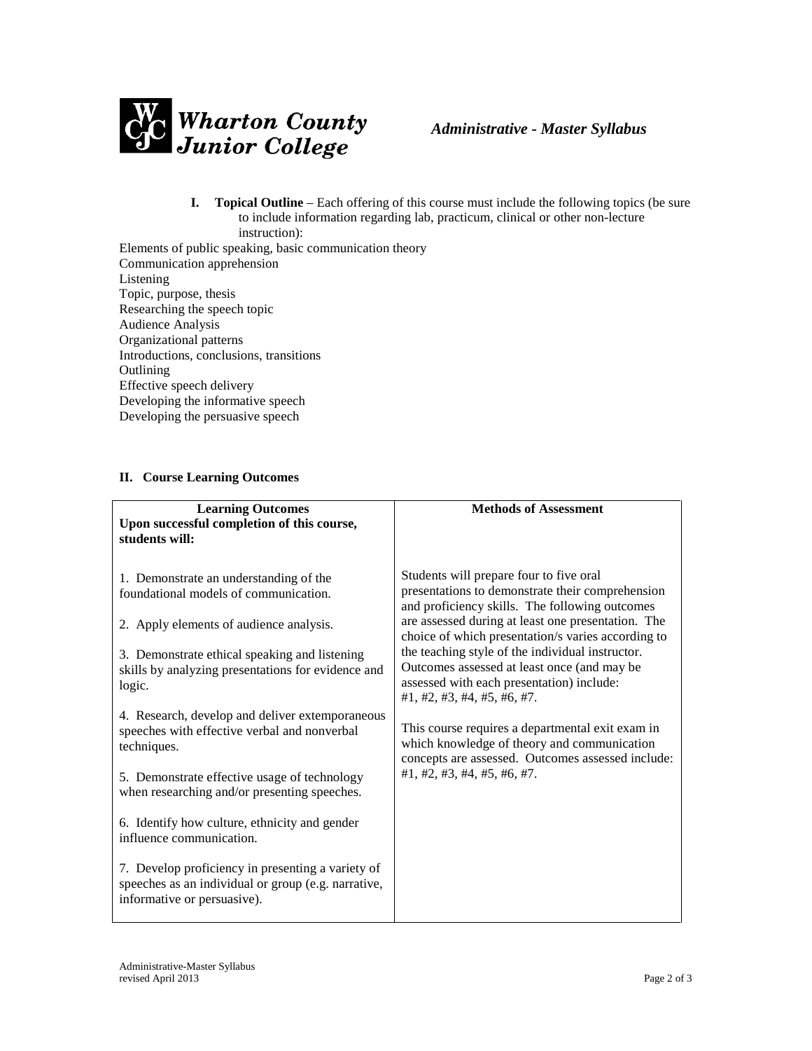**Wharton County Junior College** *Administrative - Master Syllabus*

**I. Topical Outline** – Each offering of this course must include the following topics (be sure to include information regarding lab, practicum, clinical or other non-lecture instruction):

Elements of public speaking, basic communication theory
Communication apprehension
Listening
Topic, purpose, thesis
Researching the speech topic
Audience Analysis
Organizational patterns
Introductions, conclusions, transitions
Outlining
Effective speech delivery
Developing the informative speech
Developing the persuasive speech

**II. Course Learning Outcomes**

| **Learning Outcomes**<br>**Upon successful completion of this course, students will:** | **Methods of Assessment** |
|---|---|
| 1. Demonstrate an understanding of the foundational models of communication.<br><br>2. Apply elements of audience analysis.<br><br>3. Demonstrate ethical speaking and listening skills by analyzing presentations for evidence and logic.<br><br>4. Research, develop and deliver extemporaneous speeches with effective verbal and nonverbal techniques.<br><br>5. Demonstrate effective usage of technology when researching and/or presenting speeches.<br><br>6. Identify how culture, ethnicity and gender influence communication.<br><br>7. Develop proficiency in presenting a variety of speeches as an individual or group (e.g. narrative, informative or persuasive). | Students will prepare four to five oral presentations to demonstrate their comprehension and proficiency skills. The following outcomes are assessed during at least one presentation. The choice of which presentation/s varies according to the teaching style of the individual instructor. Outcomes assessed at least once (and may be assessed with each presentation) include: #1, #2, #3, #4, #5, #6, #7.<br><br>This course requires a departmental exit exam in which knowledge of theory and communication concepts are assessed. Outcomes assessed include: #1, #2, #3, #4, #5, #6, #7. |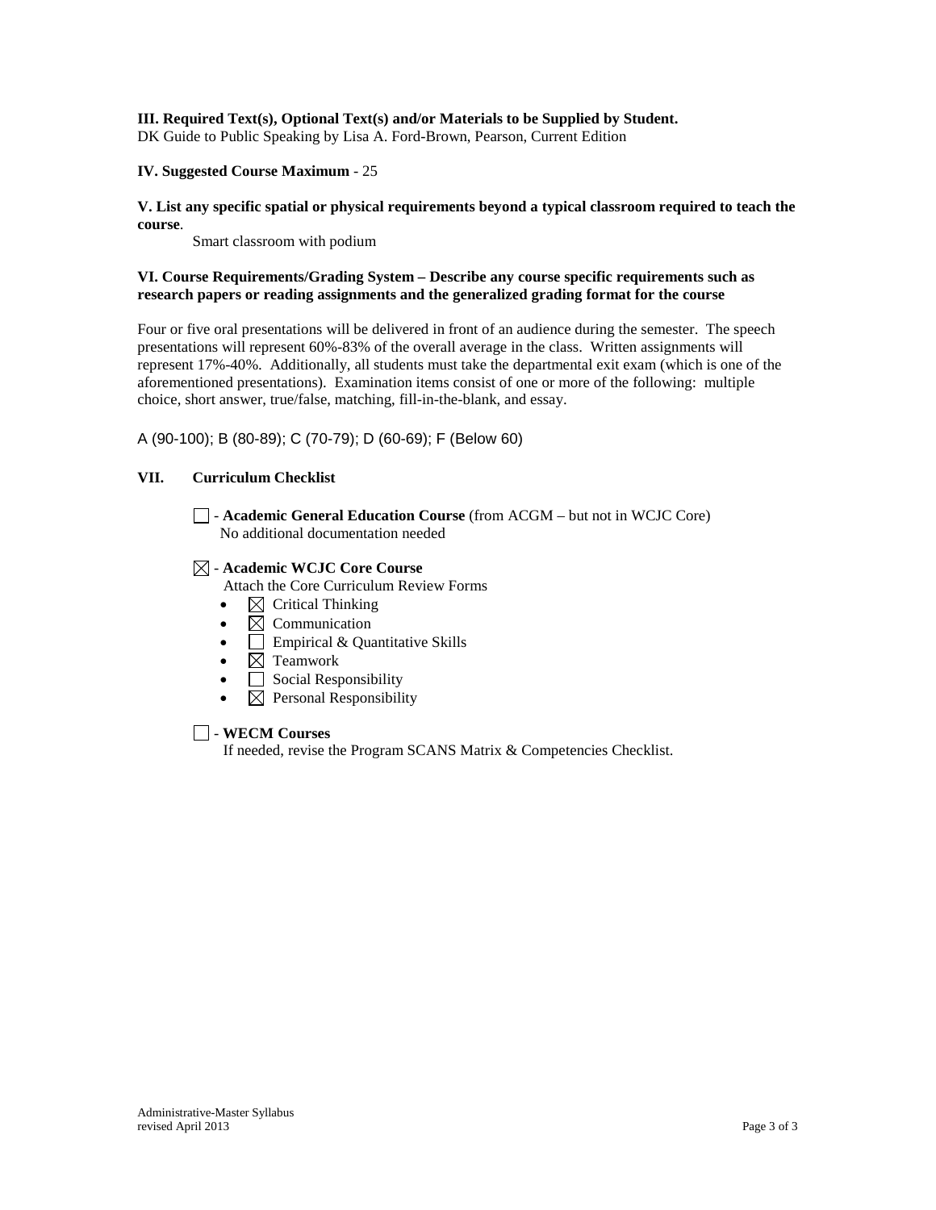**III. Required Text(s), Optional Text(s) and/or Materials to be Supplied by Student.**
DK Guide to Public Speaking by Lisa A. Ford-Brown, Pearson, Current Edition

**IV. Suggested Course Maximum** - 25

**V. List any specific spatial or physical requirements beyond a typical classroom required to teach the course**.

Smart classroom with podium

**VI. Course Requirements/Grading System – Describe any course specific requirements such as research papers or reading assignments and the generalized grading format for the course**

Four or five oral presentations will be delivered in front of an audience during the semester. The speech presentations will represent 60%-83% of the overall average in the class. Written assignments will represent 17%-40%. Additionally, all students must take the departmental exit exam (which is one of the aforementioned presentations). Examination items consist of one or more of the following: multiple choice, short answer, true/false, matching, fill-in-the-blank, and essay.

A (90-100); B (80-89); C (70-79); D (60-69); F (Below 60)

**VII. Curriculum Checklist**

☐ - **Academic General Education Course** (from ACGM – but not in WCJC Core)
No additional documentation needed

☒ - **Academic WCJC Core Course**
Attach the Core Curriculum Review Forms

- ☒ Critical Thinking
- ☒ Communication
- ☐ Empirical & Quantitative Skills
- ☒ Teamwork
- ☐ Social Responsibility
- ☒ Personal Responsibility

☐ - **WECM Courses**
If needed, revise the Program SCANS Matrix & Competencies Checklist.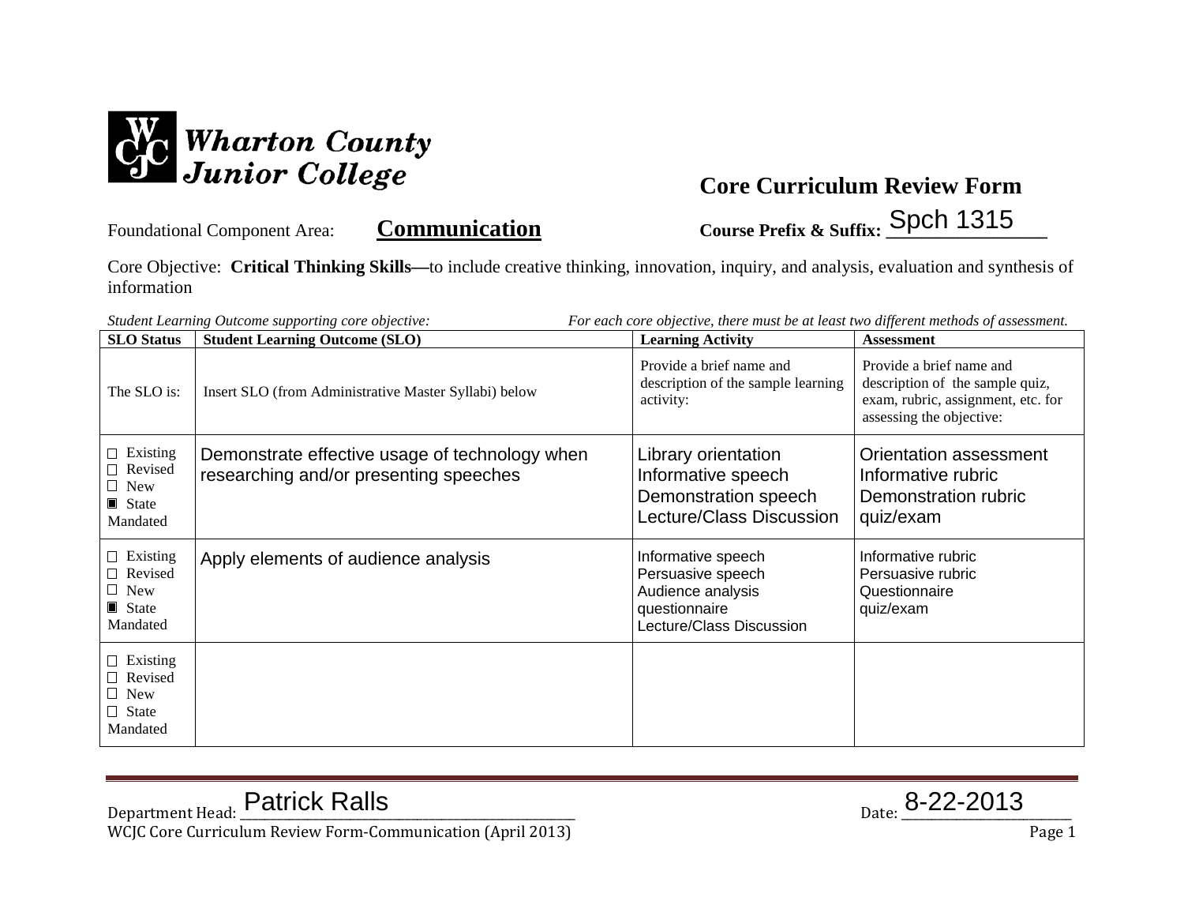Wharton County Junior College

# Core Curriculum Review Form

Foundational Component Area: **Communication**

**Course Prefix & Suffix:** Spch 1315

Core Objective: **Critical Thinking Skills—**to include creative thinking, innovation, inquiry, and analysis, evaluation and synthesis of information

*Student Learning Outcome supporting core objective:* *For each core objective, there must be at least two different methods of assessment.*

| SLO Status | Student Learning Outcome (SLO) | Learning Activity | Assessment |
|---|---|---|---|
| The SLO is: | Insert SLO (from Administrative Master Syllabi) below | Provide a brief name and description of the sample learning activity: | Provide a brief name and description of the sample quiz, exam, rubric, assignment, etc. for assessing the objective: |
| ☐ Existing<br>☐ Revised<br>☐ New<br>▣ State Mandated | Demonstrate effective usage of technology when researching and/or presenting speeches | Library orientation<br>Informative speech<br>Demonstration speech<br>Lecture/Class Discussion | Orientation assessment<br>Informative rubric<br>Demonstration rubric<br>quiz/exam |
| ☐ Existing<br>☐ Revised<br>☐ New<br>▣ State Mandated | Apply elements of audience analysis | Informative speech<br>Persuasive speech<br>Audience analysis questionnaire<br>Lecture/Class Discussion | Informative rubric<br>Persuasive rubric<br>Questionnaire<br>quiz/exam |
| ☐ Existing<br>☐ Revised<br>☐ New<br>☐ State Mandated | | | |

Department Head: Patrick Ralls Date: 8-22-2013

WCJC Core Curriculum Review Form-Communication (April 2013)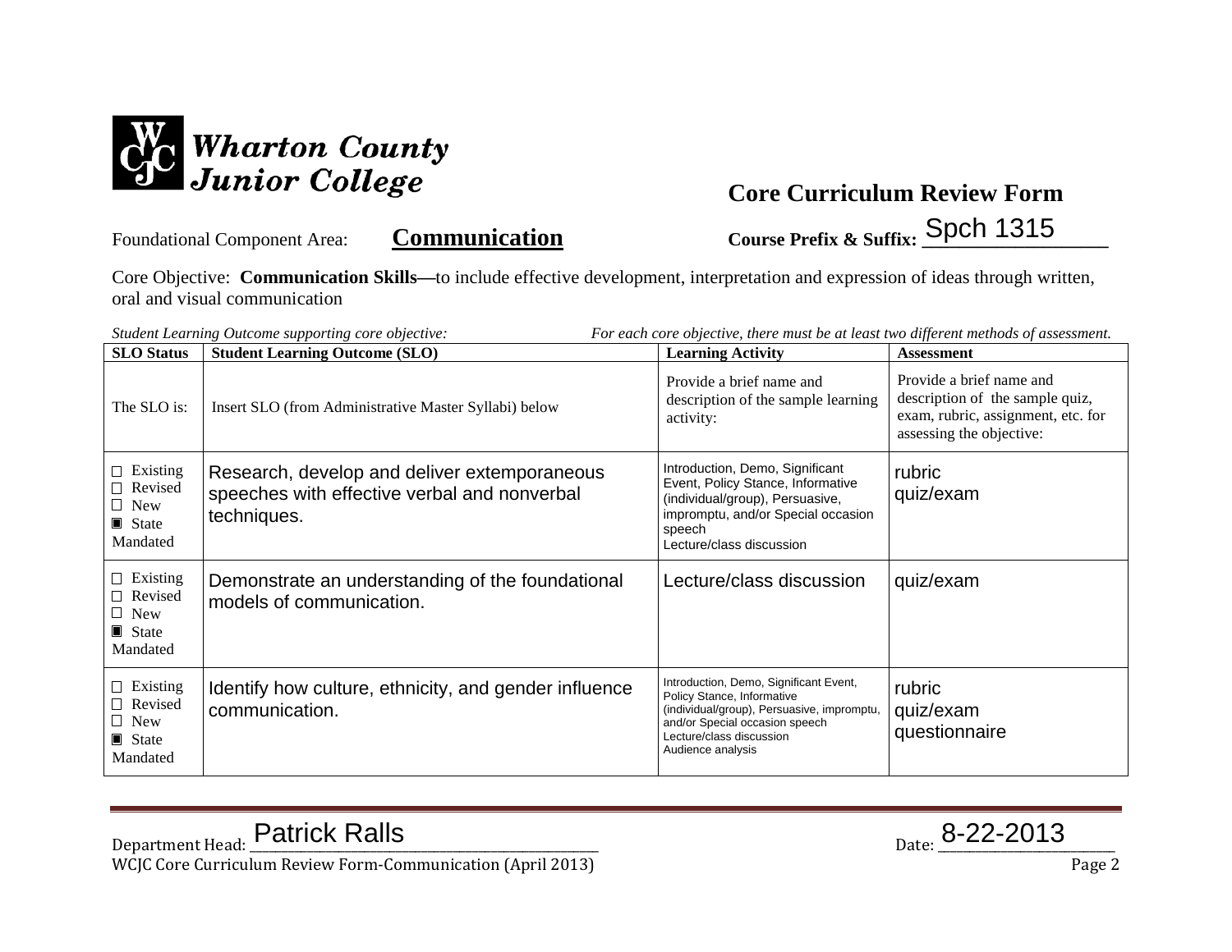Wharton County Junior College

## Core Curriculum Review Form

Foundational Component Area: **Communication**

**Course Prefix & Suffix:** Spch 1315

Core Objective: **Communication Skills—**to include effective development, interpretation and expression of ideas through written, oral and visual communication

*Student Learning Outcome supporting core objective:* *For each core objective, there must be at least two different methods of assessment.*

| SLO Status | Student Learning Outcome (SLO) | Learning Activity | Assessment |
|---|---|---|---|
| The SLO is: | Insert SLO (from Administrative Master Syllabi) below | Provide a brief name and description of the sample learning activity: | Provide a brief name and description of the sample quiz, exam, rubric, assignment, etc. for assessing the objective: |
| ☐ Existing<br>☐ Revised<br>☐ New<br>▣ State Mandated | Research, develop and deliver extemporaneous speeches with effective verbal and nonverbal techniques. | Introduction, Demo, Significant Event, Policy Stance, Informative (individual/group), Persuasive, impromptu, and/or Special occasion speech<br>Lecture/class discussion | rubric<br>quiz/exam |
| ☐ Existing<br>☐ Revised<br>☐ New<br>▣ State Mandated | Demonstrate an understanding of the foundational models of communication. | Lecture/class discussion | quiz/exam |
| ☐ Existing<br>☐ Revised<br>☐ New<br>▣ State Mandated | Identify how culture, ethnicity, and gender influence communication. | Introduction, Demo, Significant Event, Policy Stance, Informative (individual/group), Persuasive, impromptu, and/or Special occasion speech<br>Lecture/class discussion<br>Audience analysis | rubric<br>quiz/exam<br>questionnaire |

Department Head: Patrick Ralls Date: 8-22-2013

WCJC Core Curriculum Review Form-Communication (April 2013)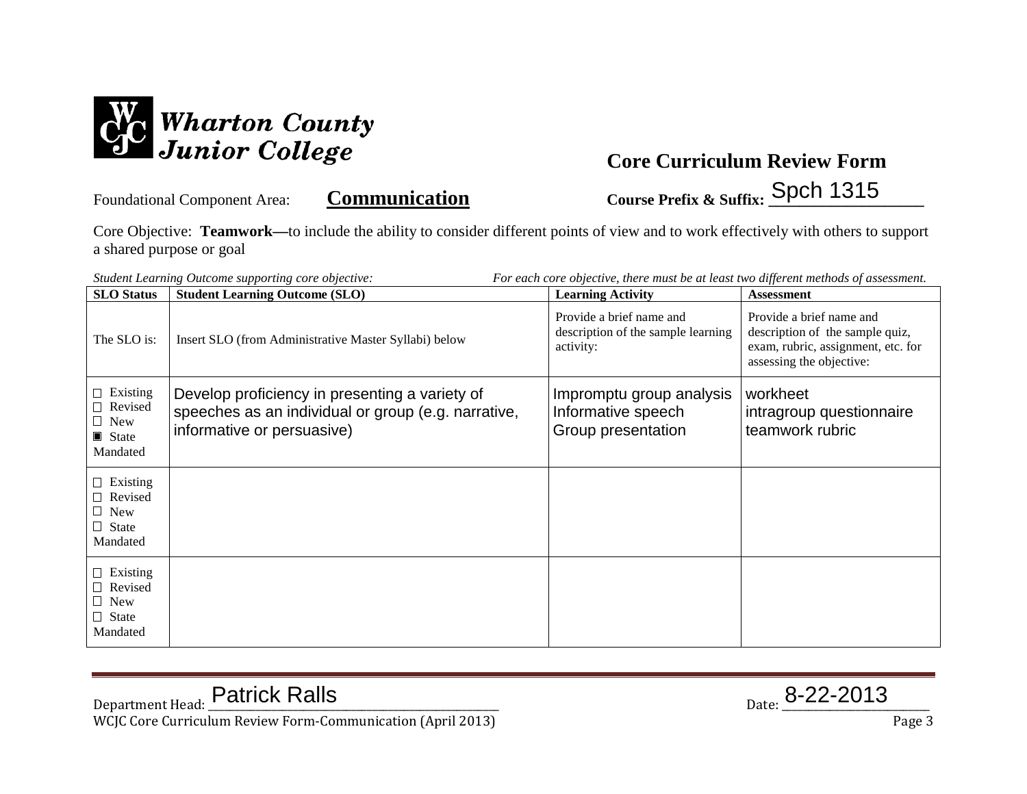**Wharton County Junior College**

## Core Curriculum Review Form

Foundational Component Area: **Communication** Course Prefix & Suffix: Spch 1315

Core Objective: **Teamwork—**to include the ability to consider different points of view and to work effectively with others to support a shared purpose or goal

*Student Learning Outcome supporting core objective:* *For each core objective, there must be at least two different methods of assessment.*

| SLO Status | Student Learning Outcome (SLO) | Learning Activity | Assessment |
|---|---|---|---|
| The SLO is: | Insert SLO (from Administrative Master Syllabi) below | Provide a brief name and description of the sample learning activity: | Provide a brief name and description of the sample quiz, exam, rubric, assignment, etc. for assessing the objective: |
| ☐ Existing<br>☐ Revised<br>☐ New<br>▣ State Mandated | Develop proficiency in presenting a variety of speeches as an individual or group (e.g. narrative, informative or persuasive) | Impromptu group analysis<br>Informative speech<br>Group presentation | workheet<br>intragroup questionnaire<br>teamwork rubric |
| ☐ Existing<br>☐ Revised<br>☐ New<br>☐ State Mandated | | | |
| ☐ Existing<br>☐ Revised<br>☐ New<br>☐ State Mandated | | | |

Department Head: Patrick Ralls Date: 8-22-2013

WCJC Core Curriculum Review Form-Communication (April 2013)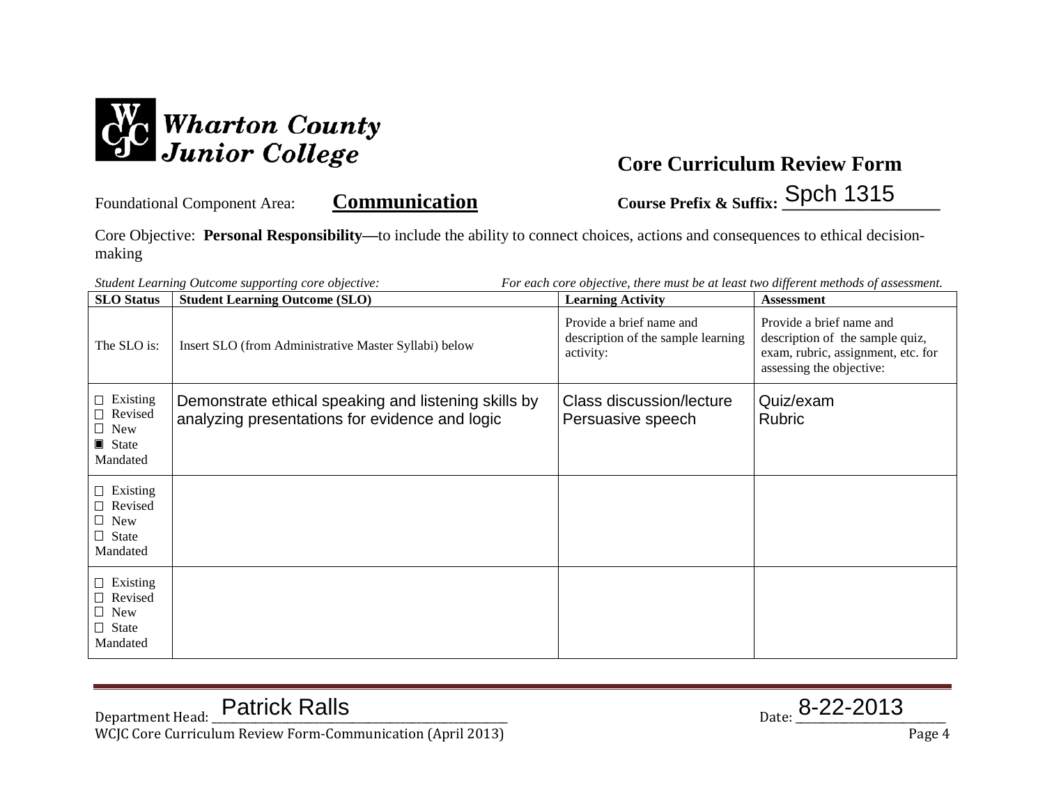Wharton County Junior College

## Core Curriculum Review Form

Foundational Component Area: **Communication**

**Course Prefix & Suffix:** Spch 1315

Core Objective: **Personal Responsibility—**to include the ability to connect choices, actions and consequences to ethical decision-making

*Student Learning Outcome supporting core objective:* *For each core objective, there must be at least two different methods of assessment.*

| SLO Status | Student Learning Outcome (SLO) | Learning Activity | Assessment |
|---|---|---|---|
| The SLO is: | Insert SLO (from Administrative Master Syllabi) below | Provide a brief name and description of the sample learning activity: | Provide a brief name and description of the sample quiz, exam, rubric, assignment, etc. for assessing the objective: |
| ☐ Existing<br>☐ Revised<br>☐ New<br>▣ State Mandated | Demonstrate ethical speaking and listening skills by analyzing presentations for evidence and logic | Class discussion/lecture<br>Persuasive speech | Quiz/exam<br>Rubric |
| ☐ Existing<br>☐ Revised<br>☐ New<br>☐ State Mandated | | | |
| ☐ Existing<br>☐ Revised<br>☐ New<br>☐ State Mandated | | | |

Department Head: Patrick Ralls Date: 8-22-2013

WCJC Core Curriculum Review Form-Communication (April 2013)